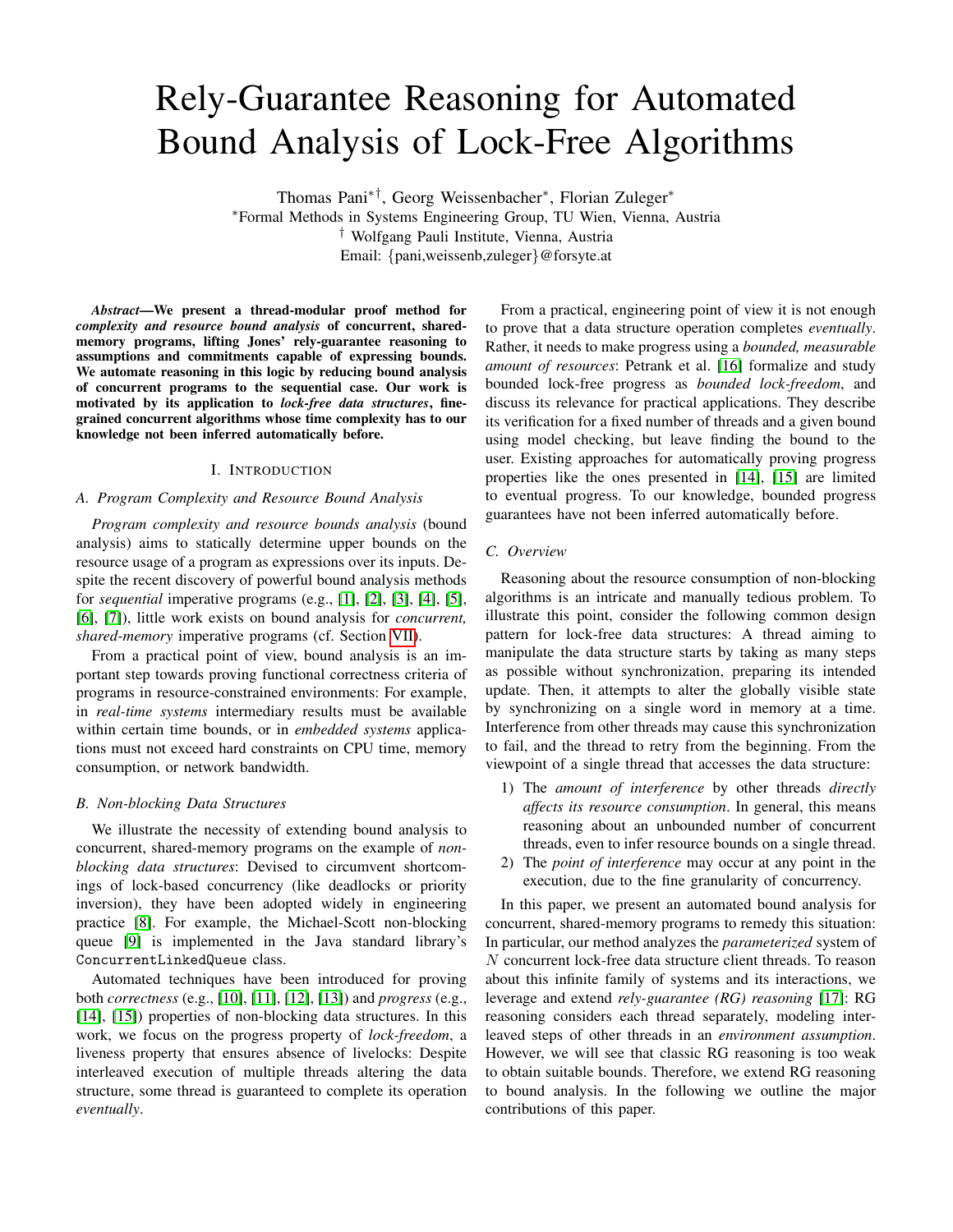# Rely-Guarantee Reasoning for Automated Bound Analysis of Lock-Free Algorithms

Thomas Pani*†, Georg Weissenbacher*, Florian Zuleger*

*Formal Methods in Systems Engineering Group, TU Wien, Vienna, Austria

† Wolfgang Pauli Institute, Vienna, Austria

Email: {pani,weissenb,zuleger}@forsyte.at

***Abstract*—We present a thread-modular proof method for *complexity and resource bound analysis* of concurrent, shared-memory programs, lifting Jones' rely-guarantee reasoning to assumptions and commitments capable of expressing bounds. We automate reasoning in this logic by reducing bound analysis of concurrent programs to the sequential case. Our work is motivated by its application to *lock-free data structures*, fine-grained concurrent algorithms whose time complexity has to our knowledge not been inferred automatically before.**

## I. Introduction

### A. Program Complexity and Resource Bound Analysis

*Program complexity and resource bounds analysis* (bound analysis) aims to statically determine upper bounds on the resource usage of a program as expressions over its inputs. Despite the recent discovery of powerful bound analysis methods for *sequential* imperative programs (e.g., [1], [2], [3], [4], [5], [6], [7]), little work exists on bound analysis for *concurrent, shared-memory* imperative programs (cf. Section VII).

From a practical point of view, bound analysis is an important step towards proving functional correctness criteria of programs in resource-constrained environments: For example, in *real-time systems* intermediary results must be available within certain time bounds, or in *embedded systems* applications must not exceed hard constraints on CPU time, memory consumption, or network bandwidth.

### B. Non-blocking Data Structures

We illustrate the necessity of extending bound analysis to concurrent, shared-memory programs on the example of *non-blocking data structures*: Devised to circumvent shortcomings of lock-based concurrency (like deadlocks or priority inversion), they have been adopted widely in engineering practice [8]. For example, the Michael-Scott non-blocking queue [9] is implemented in the Java standard library's ConcurrentLinkedQueue class.

Automated techniques have been introduced for proving both *correctness* (e.g., [10], [11], [12], [13]) and *progress* (e.g., [14], [15]) properties of non-blocking data structures. In this work, we focus on the progress property of *lock-freedom*, a liveness property that ensures absence of livelocks: Despite interleaved execution of multiple threads altering the data structure, some thread is guaranteed to complete its operation *eventually*.

From a practical, engineering point of view it is not enough to prove that a data structure operation completes *eventually*. Rather, it needs to make progress using a *bounded, measurable amount of resources*: Petrank et al. [16] formalize and study bounded lock-free progress as *bounded lock-freedom*, and discuss its relevance for practical applications. They describe its verification for a fixed number of threads and a given bound using model checking, but leave finding the bound to the user. Existing approaches for automatically proving progress properties like the ones presented in [14], [15] are limited to eventual progress. To our knowledge, bounded progress guarantees have not been inferred automatically before.

### C. Overview

Reasoning about the resource consumption of non-blocking algorithms is an intricate and manually tedious problem. To illustrate this point, consider the following common design pattern for lock-free data structures: A thread aiming to manipulate the data structure starts by taking as many steps as possible without synchronization, preparing its intended update. Then, it attempts to alter the globally visible state by synchronizing on a single word in memory at a time. Interference from other threads may cause this synchronization to fail, and the thread to retry from the beginning. From the viewpoint of a single thread that accesses the data structure:

1) The *amount of interference* by other threads *directly affects its resource consumption*. In general, this means reasoning about an unbounded number of concurrent threads, even to infer resource bounds on a single thread.
2) The *point of interference* may occur at any point in the execution, due to the fine granularity of concurrency.

In this paper, we present an automated bound analysis for concurrent, shared-memory programs to remedy this situation: In particular, our method analyzes the *parameterized* system of $N$ concurrent lock-free data structure client threads. To reason about this infinite family of systems and its interactions, we leverage and extend *rely-guarantee (RG) reasoning* [17]: RG reasoning considers each thread separately, modeling interleaved steps of other threads in an *environment assumption*. However, we will see that classic RG reasoning is too weak to obtain suitable bounds. Therefore, we extend RG reasoning to bound analysis. In the following we outline the major contributions of this paper.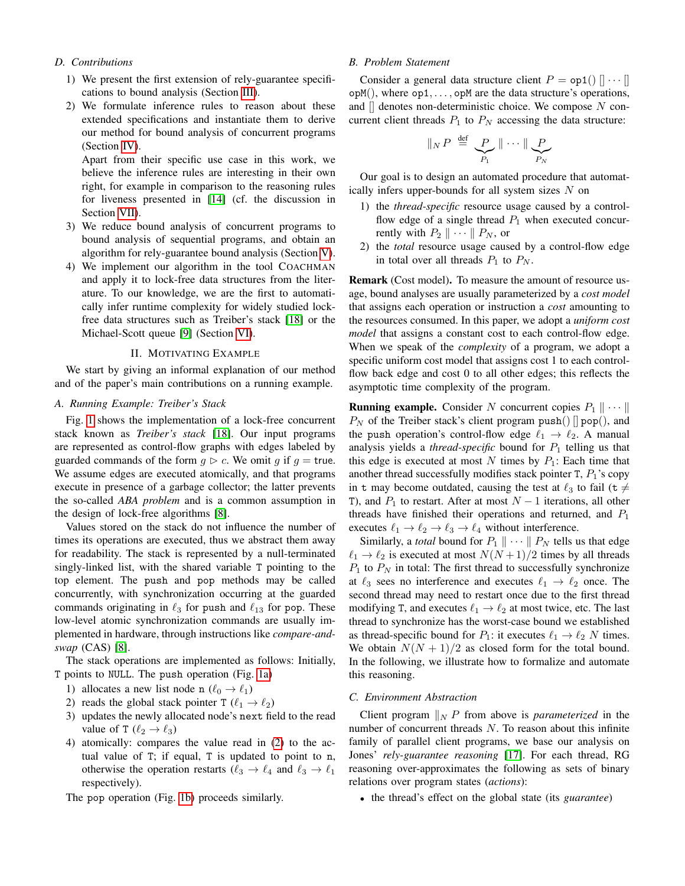### D. Contributions

1) We present the first extension of rely-guarantee specifications to bound analysis (Section III).
2) We formulate inference rules to reason about these extended specifications and instantiate them to derive our method for bound analysis of concurrent programs (Section IV).
   Apart from their specific use case in this work, we believe the inference rules are interesting in their own right, for example in comparison to the reasoning rules for liveness presented in [14] (cf. the discussion in Section VII).
3) We reduce bound analysis of concurrent programs to bound analysis of sequential programs, and obtain an algorithm for rely-guarantee bound analysis (Section V).
4) We implement our algorithm in the tool COACHMAN and apply it to lock-free data structures from the literature. To our knowledge, we are the first to automatically infer runtime complexity for widely studied lock-free data structures such as Treiber's stack [18] or the Michael-Scott queue [9] (Section VI).

## II. Motivating Example

We start by giving an informal explanation of our method and of the paper's main contributions on a running example.

### A. Running Example: Treiber's Stack

Fig. 1 shows the implementation of a lock-free concurrent stack known as *Treiber's stack* [18]. Our input programs are represented as control-flow graphs with edges labeled by guarded commands of the form $g \triangleright c$. We omit $g$ if $g = \mathtt{true}$. We assume edges are executed atomically, and that programs execute in presence of a garbage collector; the latter prevents the so-called *ABA problem* and is a common assumption in the design of lock-free algorithms [8].

Values stored on the stack do not influence the number of times its operations are executed, thus we abstract them away for readability. The stack is represented by a null-terminated singly-linked list, with the shared variable T pointing to the top element. The push and pop methods may be called concurrently, with synchronization occurring at the guarded commands originating in $\ell_3$ for push and $\ell_{13}$ for pop. These low-level atomic synchronization commands are usually implemented in hardware, through instructions like *compare-and-swap* (CAS) [8].

The stack operations are implemented as follows: Initially, T points to NULL. The push operation (Fig. 1a)

1) allocates a new list node n ($\ell_0 \to \ell_1$)
2) reads the global stack pointer T ($\ell_1 \to \ell_2$)
3) updates the newly allocated node's next field to the read value of T ($\ell_2 \to \ell_3$)
4) atomically: compares the value read in (2) to the actual value of T; if equal, T is updated to point to n, otherwise the operation restarts ($\ell_3 \to \ell_4$ and $\ell_3 \to \ell_1$ respectively).

The pop operation (Fig. 1b) proceeds similarly.

### B. Problem Statement

Consider a general data structure client $P = \mathtt{op1}() \,[]\, \cdots \,[]\, \mathtt{opM}()$, where op1, ..., opM are the data structure's operations, and $[]$ denotes non-deterministic choice. We compose $N$ concurrent client threads $P_1$ to $P_N$ accessing the data structure:

$$\|_N P \stackrel{\text{def}}{=} \underbrace{P}_{P_1} \| \cdots \| \underbrace{P}_{P_N}$$

Our goal is to design an automated procedure that automatically infers upper-bounds for all system sizes $N$ on

1) the *thread-specific* resource usage caused by a control-flow edge of a single thread $P_1$ when executed concurrently with $P_2 \| \cdots \| P_N$, or
2) the *total* resource usage caused by a control-flow edge in total over all threads $P_1$ to $P_N$.

**Remark** (Cost model)**.** To measure the amount of resource usage, bound analyses are usually parameterized by a *cost model* that assigns each operation or instruction a *cost* amounting to the resources consumed. In this paper, we adopt a *uniform cost model* that assigns a constant cost to each control-flow edge. When we speak of the *complexity* of a program, we adopt a specific uniform cost model that assigns cost 1 to each control-flow back edge and cost 0 to all other edges; this reflects the asymptotic time complexity of the program.

**Running example.** Consider $N$ concurrent copies $P_1 \| \cdots \| P_N$ of the Treiber stack's client program push() [] pop(), and the push operation's control-flow edge $\ell_1 \to \ell_2$. A manual analysis yields a *thread-specific* bound for $P_1$ telling us that this edge is executed at most $N$ times by $P_1$: Each time that another thread successfully modifies stack pointer T, $P_1$'s copy in t may become outdated, causing the test at $\ell_3$ to fail ($\mathtt{t} \neq \mathtt{T}$), and $P_1$ to restart. After at most $N-1$ iterations, all other threads have finished their operations and returned, and $P_1$ executes $\ell_1 \to \ell_2 \to \ell_3 \to \ell_4$ without interference.

Similarly, a *total* bound for $P_1 \| \cdots \| P_N$ tells us that edge $\ell_1 \to \ell_2$ is executed at most $N(N+1)/2$ times by all threads $P_1$ to $P_N$ in total: The first thread to successfully synchronize at $\ell_3$ sees no interference and executes $\ell_1 \to \ell_2$ once. The second thread may need to restart once due to the first thread modifying T, and executes $\ell_1 \to \ell_2$ at most twice, etc. The last thread to synchronize has the worst-case bound we established as thread-specific bound for $P_1$: it executes $\ell_1 \to \ell_2$ $N$ times. We obtain $N(N+1)/2$ as closed form for the total bound. In the following, we illustrate how to formalize and automate this reasoning.

### C. Environment Abstraction

Client program $\|_N P$ from above is *parameterized* in the number of concurrent threads $N$. To reason about this infinite family of parallel client programs, we base our analysis on Jones' *rely-guarantee reasoning* [17]. For each thread, RG reasoning over-approximates the following as sets of binary relations over program states (*actions*):

- the thread's effect on the global state (its *guarantee*)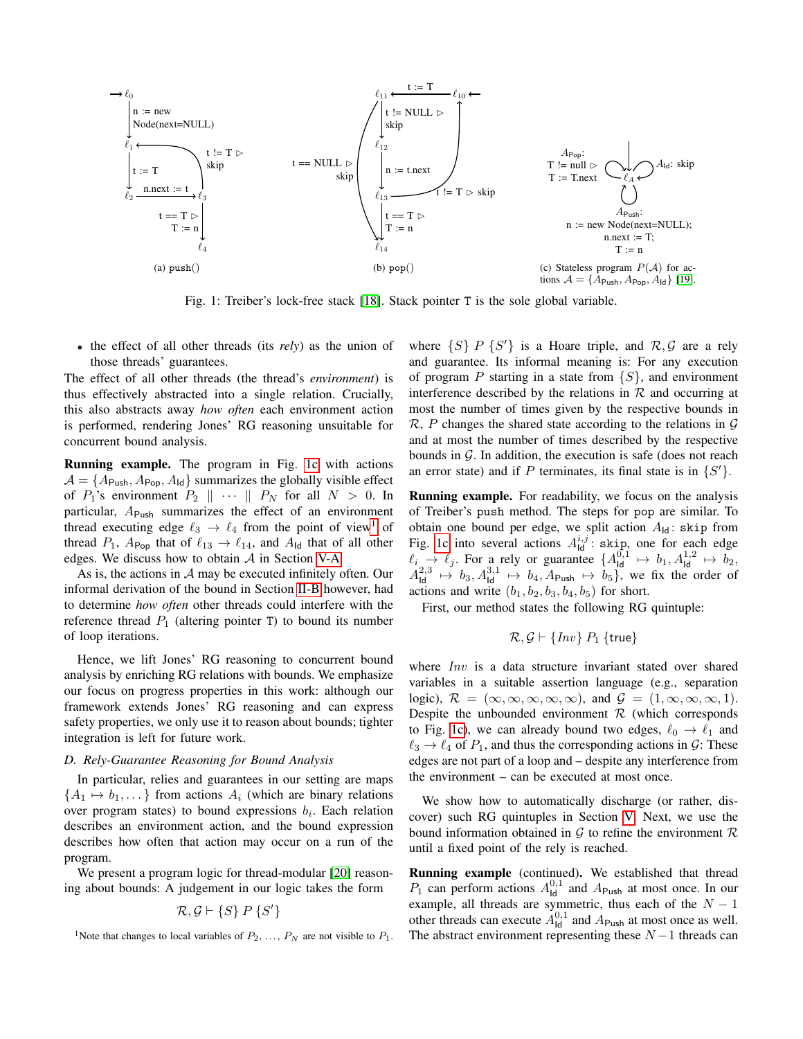Fig. 1: Treiber's lock-free stack [18]. Stack pointer T is the sole global variable.

(a) push()

(b) pop()

(c) Stateless program $P(\mathcal{A})$ for actions $\mathcal{A} = \{A_{\mathsf{Push}}, A_{\mathsf{Pop}}, A_{\mathsf{Id}}\}$ [19].

- the effect of all other threads (its *rely*) as the union of those threads' guarantees.

The effect of all other threads (the thread's *environment*) is thus effectively abstracted into a single relation. Crucially, this also abstracts away *how often* each environment action is performed, rendering Jones' RG reasoning unsuitable for concurrent bound analysis.

**Running example.** The program in Fig. 1c with actions $\mathcal{A} = \{A_{\mathsf{Push}}, A_{\mathsf{Pop}}, A_{\mathsf{Id}}\}$ summarizes the globally visible effect of $P_1$'s environment $P_2 \parallel \cdots \parallel P_N$ for all $N > 0$. In particular, $A_{\mathsf{Push}}$ summarizes the effect of an environment thread executing edge $\ell_3 \to \ell_4$ from the point of view[1] of thread $P_1$, $A_{\mathsf{Pop}}$ that of $\ell_{13} \to \ell_{14}$, and $A_{\mathsf{Id}}$ that of all other edges. We discuss how to obtain $\mathcal{A}$ in Section V-A.

As is, the actions in $\mathcal{A}$ may be executed infinitely often. Our informal derivation of the bound in Section II-B however, had to determine *how often* other threads could interfere with the reference thread $P_1$ (altering pointer T) to bound its number of loop iterations.

Hence, we lift Jones' RG reasoning to concurrent bound analysis by enriching RG relations with bounds. We emphasize our focus on progress properties in this work: although our framework extends Jones' RG reasoning and can express safety properties, we only use it to reason about bounds; tighter integration is left for future work.

### D. Rely-Guarantee Reasoning for Bound Analysis

In particular, relies and guarantees in our setting are maps $\{A_1 \mapsto b_1, \dots\}$ from actions $A_i$ (which are binary relations over program states) to bound expressions $b_i$. Each relation describes an environment action, and the bound expression describes how often that action may occur on a run of the program.

We present a program logic for thread-modular [20] reasoning about bounds: A judgement in our logic takes the form

$$\mathcal{R}, \mathcal{G} \vdash \{S\}\ P\ \{S'\}$$

[1] Note that changes to local variables of $P_2, \dots, P_N$ are not visible to $P_1$.

where $\{S\}\ P\ \{S'\}$ is a Hoare triple, and $\mathcal{R}, \mathcal{G}$ are a rely and guarantee. Its informal meaning is: For any execution of program $P$ starting in a state from $\{S\}$, and environment interference described by the relations in $\mathcal{R}$ and occurring at most the number of times given by the respective bounds in $\mathcal{R}$, $P$ changes the shared state according to the relations in $\mathcal{G}$ and at most the number of times described by the respective bounds in $\mathcal{G}$. In addition, the execution is safe (does not reach an error state) and if $P$ terminates, its final state is in $\{S'\}$.

**Running example.** For readability, we focus on the analysis of Treiber's `push` method. The steps for `pop` are similar. To obtain one bound per edge, we split action $A_{\mathsf{Id}}$: `skip` from Fig. 1c into several actions $A_{\mathsf{Id}}^{i,j}$: `skip`, one for each edge $\ell_i \to \ell_j$. For a rely or guarantee $\{A_{\mathsf{Id}}^{0,1} \mapsto b_1, A_{\mathsf{Id}}^{1,2} \mapsto b_2, A_{\mathsf{Id}}^{2,3} \mapsto b_3, A_{\mathsf{Id}}^{3,1} \mapsto b_4, A_{\mathsf{Push}} \mapsto b_5\}$, we fix the order of actions and write $(b_1, b_2, b_3, b_4, b_5)$ for short.

First, our method states the following RG quintuple:

$$\mathcal{R}, \mathcal{G} \vdash \{Inv\}\ P_1\ \{\mathsf{true}\}$$

where $Inv$ is a data structure invariant stated over shared variables in a suitable assertion language (e.g., separation logic), $\mathcal{R} = (\infty, \infty, \infty, \infty, \infty)$, and $\mathcal{G} = (1, \infty, \infty, \infty, 1)$. Despite the unbounded environment $\mathcal{R}$ (which corresponds to Fig. 1c), we can already bound two edges, $\ell_0 \to \ell_1$ and $\ell_3 \to \ell_4$ of $P_1$, and thus the corresponding actions in $\mathcal{G}$: These edges are not part of a loop and – despite any interference from the environment – can be executed at most once.

We show how to automatically discharge (or rather, discover) such RG quintuples in Section V. Next, we use the bound information obtained in $\mathcal{G}$ to refine the environment $\mathcal{R}$ until a fixed point of the rely is reached.

**Running example** (continued)**.** We established that thread $P_1$ can perform actions $A_{\mathsf{Id}}^{0,1}$ and $A_{\mathsf{Push}}$ at most once. In our example, all threads are symmetric, thus each of the $N-1$ other threads can execute $A_{\mathsf{Id}}^{0,1}$ and $A_{\mathsf{Push}}$ at most once as well. The abstract environment representing these $N-1$ threads can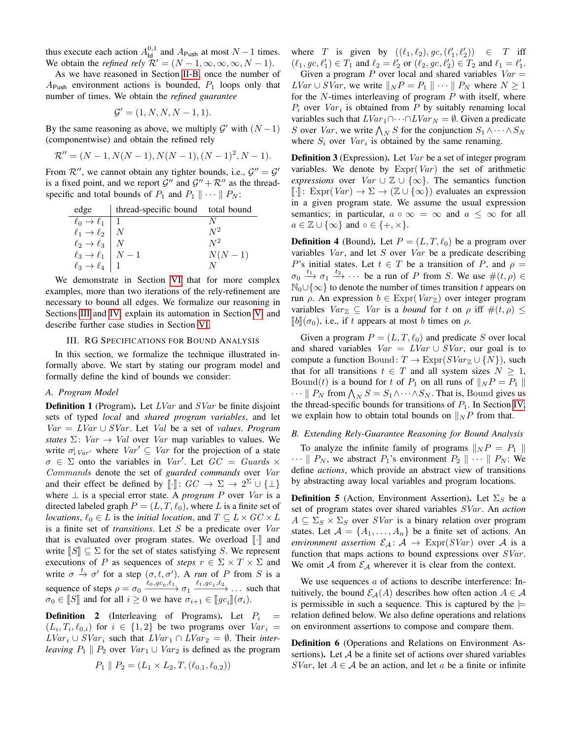thus execute each action $A_{\mathsf{Id}}^{0,1}$ and $A_{\mathsf{Push}}$ at most $N-1$ times. We obtain the *refined rely* $\mathcal{R}' = (N-1, \infty, \infty, \infty, N-1)$.

As we have reasoned in Section II-B, once the number of $A_{\mathsf{Push}}$ environment actions is bounded, $P_1$ loops only that number of times. We obtain the *refined guarantee*

$$\mathcal{G}' = (1, N, N, N-1, 1).$$

By the same reasoning as above, we multiply $\mathcal{G}'$ with $(N-1)$ (componentwise) and obtain the refined rely

$$\mathcal{R}'' = (N-1, N(N-1), N(N-1), (N-1)^2, N-1).$$

From $\mathcal{R}''$, we cannot obtain any tighter bounds, i.e., $\mathcal{G}'' = \mathcal{G}'$ is a fixed point, and we report $\mathcal{G}''$ and $\mathcal{G}'' + \mathcal{R}''$ as the thread-specific and total bounds of $P_1$ and $P_1 \parallel \cdots \parallel P_N$:

| edge | thread-specific bound | total bound |
|---|---|---|
| $\ell_0 \to \ell_1$ | $1$ | $N$ |
| $\ell_1 \to \ell_2$ | $N$ | $N^2$ |
| $\ell_2 \to \ell_3$ | $N$ | $N^2$ |
| $\ell_3 \to \ell_1$ | $N-1$ | $N(N-1)$ |
| $\ell_3 \to \ell_4$ | $1$ | $N$ |

We demonstrate in Section VI that for more complex examples, more than two iterations of the rely-refinement are necessary to bound all edges. We formalize our reasoning in Sections III and IV, explain its automation in Section V, and describe further case studies in Section VI.

## III. RG Specifications for Bound Analysis

In this section, we formalize the technique illustrated informally above. We start by stating our program model and formally define the kind of bounds we consider:

### A. Program Model

**Definition 1** (Program). Let $LVar$ and $SVar$ be finite disjoint sets of typed *local* and *shared program variables*, and let $Var = LVar \cup SVar$. Let $Val$ be a set of *values*. *Program states* $\Sigma\colon Var \to Val$ over $Var$ map variables to values. We write $\sigma{\downharpoonright}_{Var'}$ where $Var' \subseteq Var$ for the projection of a state $\sigma \in \Sigma$ onto the variables in $Var'$. Let $GC = Guards \times Commands$ denote the set of *guarded commands* over $Var$ and their effect be defined by $[\![\cdot]\!]\colon GC \to \Sigma \to 2^{\Sigma} \cup \{\bot\}$ where $\bot$ is a special error state. A *program* $P$ over $Var$ is a directed labeled graph $P = (L, T, \ell_0)$, where $L$ is a finite set of *locations*, $\ell_0 \in L$ is the *initial location*, and $T \subseteq L \times GC \times L$ is a finite set of *transitions*. Let $S$ be a predicate over $Var$ that is evaluated over program states. We overload $[\![\cdot]\!]$ and write $[\![S]\!] \subseteq \Sigma$ for the set of states satisfying $S$. We represent executions of $P$ as sequences of *steps* $r \in \Sigma \times T \times \Sigma$ and write $\sigma \xrightarrow{t} \sigma'$ for a step $(\sigma, t, \sigma')$. A *run* of $P$ from $S$ is a sequence of steps $\rho = \sigma_0 \xrightarrow{\ell_0, gc_0, \ell_1} \sigma_1 \xrightarrow{\ell_1, gc_1, \ell_2} \ldots$ such that $\sigma_0 \in [\![S]\!]$ and for all $i \geq 0$ we have $\sigma_{i+1} \in [\![gc_i]\!](\sigma_i)$.

**Definition 2** (Interleaving of Programs). Let $P_i = (L_i, T_i, \ell_{0,i})$ for $i \in \{1, 2\}$ be two programs over $Var_i = LVar_i \cup SVar_i$ such that $LVar_1 \cap LVar_2 = \emptyset$. Their *interleaving* $P_1 \parallel P_2$ over $Var_1 \cup Var_2$ is defined as the program

$$P_1 \parallel P_2 = (L_1 \times L_2, T, (\ell_{0,1}, \ell_{0,2}))$$

where $T$ is given by $((\ell_1, \ell_2), gc, (\ell_1', \ell_2')) \in T$ iff $(\ell_1, gc, \ell_1') \in T_1$ and $\ell_2 = \ell_2'$ or $(\ell_2, gc, \ell_2') \in T_2$ and $\ell_1 = \ell_1'$.

Given a program $P$ over local and shared variables $Var = LVar \cup SVar$, we write $\|_N P = P_1 \parallel \cdots \parallel P_N$ where $N \geq 1$ for the $N$-times interleaving of program $P$ with itself, where $P_i$ over $Var_i$ is obtained from $P$ by suitably renaming local variables such that $LVar_1 \cap \cdots \cap LVar_N = \emptyset$. Given a predicate $S$ over $Var$, we write $\bigwedge_N S$ for the conjunction $S_1 \wedge \cdots \wedge S_N$ where $S_i$ over $Var_i$ is obtained by the same renaming.

**Definition 3** (Expression). Let $Var$ be a set of integer program variables. We denote by $\mathrm{Expr}(Var)$ the set of arithmetic *expressions* over $Var \cup \mathbb{Z} \cup \{\infty\}$. The semantics function $[\![\cdot]\!]\colon \mathrm{Expr}(Var) \to \Sigma \to (\mathbb{Z} \cup \{\infty\})$ evaluates an expression in a given program state. We assume the usual expression semantics; in particular, $a \circ \infty = \infty$ and $a \leq \infty$ for all $a \in \mathbb{Z} \cup \{\infty\}$ and $\circ \in \{+, \times\}$.

**Definition 4** (Bound). Let $P = (L, T, \ell_0)$ be a program over variables $Var$, and let $S$ over $Var$ be a predicate describing $P$'s initial states. Let $t \in T$ be a transition of $P$, and $\rho = \sigma_0 \xrightarrow{t_1} \sigma_1 \xrightarrow{t_2} \cdots$ be a run of $P$ from $S$. We use $\#(t, \rho) \in \mathbb{N}_0 \cup \{\infty\}$ to denote the number of times transition $t$ appears on run $\rho$. An expression $b \in \mathrm{Expr}(Var_{\mathbb{Z}})$ over integer program variables $Var_{\mathbb{Z}} \subseteq Var$ is a *bound* for $t$ on $\rho$ iff $\#(t, \rho) \leq [\![b]\!](\sigma_0)$, i.e., if $t$ appears at most $b$ times on $\rho$.

Given a program $P = (L, T, \ell_0)$ and predicate $S$ over local and shared variables $Var = LVar \cup SVar$, our goal is to compute a function $\mathrm{Bound}\colon T \to \mathrm{Expr}(SVar_{\mathbb{Z}} \cup \{N\})$, such that for all transitions $t \in T$ and all system sizes $N \geq 1$, $\mathrm{Bound}(t)$ is a bound for $t$ of $P_1$ on all runs of $\|_N P = P_1 \parallel \cdots \parallel P_N$ from $\bigwedge_N S = S_1 \wedge \cdots \wedge S_N$. That is, Bound gives us the thread-specific bounds for transitions of $P_1$. In Section IV, we explain how to obtain total bounds on $\|_N P$ from that.

### B. Extending Rely-Guarantee Reasoning for Bound Analysis

To analyze the infinite family of programs $\|_N P = P_1 \parallel \cdots \parallel P_N$, we abstract $P_1$'s environment $P_2 \parallel \cdots \parallel P_N$: We define *actions*, which provide an abstract view of transitions by abstracting away local variables and program locations.

**Definition 5** (Action, Environment Assertion). Let $\Sigma_S$ be a set of program states over shared variables $SVar$. An *action* $A \subseteq \Sigma_S \times \Sigma_S$ over $SVar$ is a binary relation over program states. Let $\mathcal{A} = \{A_1, \ldots, A_n\}$ be a finite set of actions. An *environment assertion* $\mathcal{E}_{\mathcal{A}}\colon \mathcal{A} \to \mathrm{Expr}(SVar)$ over $\mathcal{A}$ is a function that maps actions to bound expressions over $SVar$. We omit $\mathcal{A}$ from $\mathcal{E}_{\mathcal{A}}$ wherever it is clear from the context.

We use sequences $a$ of actions to describe interference: Intuitively, the bound $\mathcal{E}_{\mathcal{A}}(A)$ describes how often action $A \in \mathcal{A}$ is permissible in such a sequence. This is captured by the $\models$ relation defined below. We also define operations and relations on environment assertions to compose and compare them.

**Definition 6** (Operations and Relations on Environment Assertions). Let $\mathcal{A}$ be a finite set of actions over shared variables $SVar$, let $A \in \mathcal{A}$ be an action, and let $a$ be a finite or infinite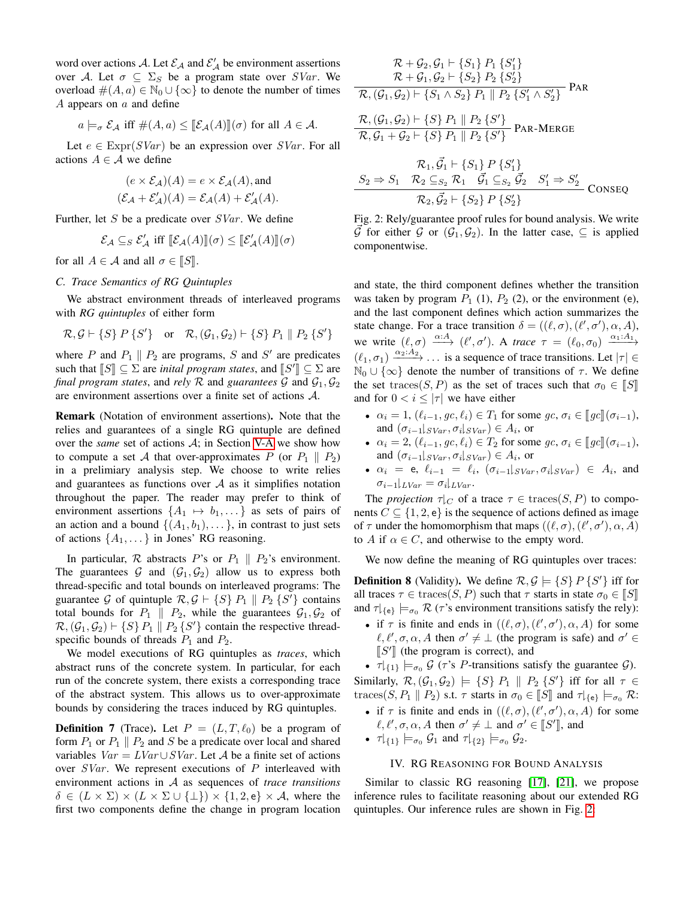word over actions $\mathcal{A}$. Let $\mathcal{E}_\mathcal{A}$ and $\mathcal{E}'_\mathcal{A}$ be environment assertions over $\mathcal{A}$. Let $\sigma \subseteq \Sigma_S$ be a program state over $SVar$. We overload $\#(A, a) \in \mathbb{N}_0 \cup \{\infty\}$ to denote the number of times $A$ appears on $a$ and define

$$a \models_\sigma \mathcal{E}_\mathcal{A} \text{ iff } \#(A, a) \leq [\![\mathcal{E}_\mathcal{A}(A)]\!](\sigma) \text{ for all } A \in \mathcal{A}.$$

Let $e \in \text{Expr}(SVar)$ be an expression over $SVar$. For all actions $A \in \mathcal{A}$ we define

$$(e \times \mathcal{E}_\mathcal{A})(A) = e \times \mathcal{E}_\mathcal{A}(A), \text{and}$$
$$(\mathcal{E}_\mathcal{A} + \mathcal{E}'_\mathcal{A})(A) = \mathcal{E}_\mathcal{A}(A) + \mathcal{E}'_\mathcal{A}(A).$$

Further, let $S$ be a predicate over $SVar$. We define

$$\mathcal{E}_\mathcal{A} \subseteq_S \mathcal{E}'_\mathcal{A} \text{ iff } [\![\mathcal{E}_\mathcal{A}(A)]\!](\sigma) \leq [\![\mathcal{E}'_\mathcal{A}(A)]\!](\sigma)$$

for all $A \in \mathcal{A}$ and all $\sigma \in [\![S]\!]$.

### C. Trace Semantics of RG Quintuples

We abstract environment threads of interleaved programs with *RG quintuples* of either form

$$\mathcal{R}, \mathcal{G} \vdash \{S\}\ P\ \{S'\} \quad \text{or} \quad \mathcal{R}, (\mathcal{G}_1, \mathcal{G}_2) \vdash \{S\}\ P_1 \parallel P_2\ \{S'\}$$

where $P$ and $P_1 \parallel P_2$ are programs, $S$ and $S'$ are predicates such that $[\![S]\!] \subseteq \Sigma$ are *inital program states*, and $[\![S']\!] \subseteq \Sigma$ are *final program states*, and *rely* $\mathcal{R}$ and *guarantees* $\mathcal{G}$ and $\mathcal{G}_1, \mathcal{G}_2$ are environment assertions over a finite set of actions $\mathcal{A}$.

**Remark** (Notation of environment assertions)**.** Note that the relies and guarantees of a single RG quintuple are defined over the *same* set of actions $\mathcal{A}$; in Section V-A we show how to compute a set $\mathcal{A}$ that over-approximates $P$ (or $P_1 \parallel P_2$) in a prelimiary analysis step. We choose to write relies and guarantees as functions over $\mathcal{A}$ as it simplifies notation throughout the paper. The reader may prefer to think of environment assertions $\{A_1 \mapsto b_1, \dots\}$ as sets of pairs of an action and a bound $\{(A_1, b_1), \dots\}$, in contrast to just sets of actions $\{A_1, \dots\}$ in Jones' RG reasoning.

In particular, $\mathcal{R}$ abstracts $P$'s or $P_1 \parallel P_2$'s environment. The guarantees $\mathcal{G}$ and $(\mathcal{G}_1, \mathcal{G}_2)$ allow us to express both thread-specific and total bounds on interleaved programs: The guarantee $\mathcal{G}$ of quintuple $\mathcal{R}, \mathcal{G} \vdash \{S\}\ P_1 \parallel P_2\ \{S'\}$ contains total bounds for $P_1 \parallel P_2$, while the guarantees $\mathcal{G}_1, \mathcal{G}_2$ of $\mathcal{R}, (\mathcal{G}_1, \mathcal{G}_2) \vdash \{S\}\ P_1 \parallel P_2\ \{S'\}$ contain the respective thread-specific bounds of threads $P_1$ and $P_2$.

We model executions of RG quintuples as *traces*, which abstract runs of the concrete system. In particular, for each run of the concrete system, there exists a corresponding trace of the abstract system. This allows us to over-approximate bounds by considering the traces induced by RG quintuples.

**Definition 7** (Trace)**.** Let $P = (L, T, \ell_0)$ be a program of form $P_1$ or $P_1 \parallel P_2$ and $S$ be a predicate over local and shared variables $Var = LVar \cup SVar$. Let $\mathcal{A}$ be a finite set of actions over $SVar$. We represent executions of $P$ interleaved with environment actions in $\mathcal{A}$ as sequences of *trace transitions* $\delta \in (L \times \Sigma) \times (L \times \Sigma \cup \{\perp\}) \times \{1, 2, \mathsf{e}\} \times \mathcal{A}$, where the first two components define the change in program location and state, the third component defines whether the transition was taken by program $P_1$ (1), $P_2$ (2), or the environment (e), and the last component defines which action summarizes the state change. For a trace transition $\delta = ((\ell, \sigma), (\ell', \sigma'), \alpha, A)$, we write $(\ell, \sigma) \xrightarrow{\alpha : A} (\ell', \sigma')$. A *trace* $\tau = (\ell_0, \sigma_0) \xrightarrow{\alpha_1 : A_1} (\ell_1, \sigma_1) \xrightarrow{\alpha_2 : A_2} \dots$ is a sequence of trace transitions. Let $|\tau| \in \mathbb{N}_0 \cup \{\infty\}$ denote the number of transitions of $\tau$. We define the set $\text{traces}(S, P)$ as the set of traces such that $\sigma_0 \in [\![S]\!]$ and for $0 < i \leq |\tau|$ we have either

- $\alpha_i = 1$, $(\ell_{i-1}, gc, \ell_i) \in T_1$ for some $gc$, $\sigma_i \in [\![gc]\!](\sigma_{i-1})$, and $(\sigma_{i-1}\downharpoonright_{SVar}, \sigma_i\downharpoonright_{SVar}) \in A_i$, or
- $\alpha_i = 2$, $(\ell_{i-1}, gc, \ell_i) \in T_2$ for some $gc$, $\sigma_i \in [\![gc]\!](\sigma_{i-1})$, and $(\sigma_{i-1}\downharpoonright_{SVar}, \sigma_i\downharpoonright_{SVar}) \in A_i$, or
- $\alpha_i = \mathsf{e}$, $\ell_{i-1} = \ell_i$, $(\sigma_{i-1}\downharpoonright_{SVar}, \sigma_i\downharpoonright_{SVar}) \in A_i$, and $\sigma_{i-1}\downharpoonright_{LVar} = \sigma_i\downharpoonright_{LVar}$.

The *projection* $\tau\downharpoonright_C$ of a trace $\tau \in \text{traces}(S, P)$ to components $C \subseteq \{1, 2, \mathsf{e}\}$ is the sequence of actions defined as image of $\tau$ under the homomorphism that maps $((\ell, \sigma), (\ell', \sigma'), \alpha, A)$ to $A$ if $\alpha \in C$, and otherwise to the empty word.

We now define the meaning of RG quintuples over traces:

**Definition 8** (Validity)**.** We define $\mathcal{R}, \mathcal{G} \models \{S\}\ P\ \{S'\}$ iff for all traces $\tau \in \text{traces}(S, P)$ such that $\tau$ starts in state $\sigma_0 \in [\![S]\!]$ and $\tau\downharpoonright_{\{\mathsf{e}\}} \models_{\sigma_0} \mathcal{R}$ ($\tau$'s environment transitions satisfy the rely):

- if $\tau$ is finite and ends in $((\ell, \sigma), (\ell', \sigma'), \alpha, A)$ for some $\ell, \ell', \sigma, \alpha, A$ then $\sigma' \neq \perp$ (the program is safe) and $\sigma' \in [\![S']\!]$ (the program is correct), and
- $\tau\downharpoonright_{\{1\}} \models_{\sigma_0} \mathcal{G}$ ($\tau$'s $P$-transitions satisfy the guarantee $\mathcal{G}$).

Similarly, $\mathcal{R}, (\mathcal{G}_1, \mathcal{G}_2) \models \{S\}\ P_1 \parallel P_2\ \{S'\}$ iff for all $\tau \in \text{traces}(S, P_1 \parallel P_2)$ s.t. $\tau$ starts in $\sigma_0 \in [\![S]\!]$ and $\tau\downharpoonright_{\{\mathsf{e}\}} \models_{\sigma_0} \mathcal{R}$:

- if $\tau$ is finite and ends in $((\ell, \sigma), (\ell', \sigma'), \alpha, A)$ for some $\ell, \ell', \sigma, \alpha, A$ then $\sigma' \neq \perp$ and $\sigma' \in [\![S']\!]$, and
- $\tau\downharpoonright_{\{1\}} \models_{\sigma_0} \mathcal{G}_1$ and $\tau\downharpoonright_{\{2\}} \models_{\sigma_0} \mathcal{G}_2$.

$$\frac{\begin{array}{c}\mathcal{R} + \mathcal{G}_2, \mathcal{G}_1 \vdash \{S_1\}\ P_1\ \{S'_1\} \\ \mathcal{R} + \mathcal{G}_1, \mathcal{G}_2 \vdash \{S_2\}\ P_2\ \{S'_2\}\end{array}}{\mathcal{R}, (\mathcal{G}_1, \mathcal{G}_2) \vdash \{S_1 \wedge S_2\}\ P_1 \parallel P_2\ \{S'_1 \wedge S'_2\}} \text{ PAR}$$

$$\frac{\mathcal{R}, (\mathcal{G}_1, \mathcal{G}_2) \vdash \{S\}\ P_1 \parallel P_2\ \{S'\}}{\mathcal{R}, \mathcal{G}_1 + \mathcal{G}_2 \vdash \{S\}\ P_1 \parallel P_2\ \{S'\}} \text{ PAR-MERGE}$$

$$\frac{\begin{array}{c}\mathcal{R}_1, \vec{\mathcal{G}}_1 \vdash \{S_1\}\ P\ \{S'_1\} \\ S_2 \Rightarrow S_1 \quad \mathcal{R}_2 \subseteq_{S_2} \mathcal{R}_1 \quad \vec{\mathcal{G}}_1 \subseteq_{S_2} \vec{\mathcal{G}}_2 \quad S'_1 \Rightarrow S'_2\end{array}}{\mathcal{R}_2, \vec{\mathcal{G}}_2 \vdash \{S_2\}\ P\ \{S'_2\}} \text{ CONSEQ}$$

Fig. 2: Rely/guarantee proof rules for bound analysis. We write $\vec{\mathcal{G}}$ for either $\mathcal{G}$ or $(\mathcal{G}_1, \mathcal{G}_2)$. In the latter case, $\subseteq$ is applied componentwise.

## IV. RG Reasoning for Bound Analysis

Similar to classic RG reasoning [17], [21], we propose inference rules to facilitate reasoning about our extended RG quintuples. Our inference rules are shown in Fig. 2.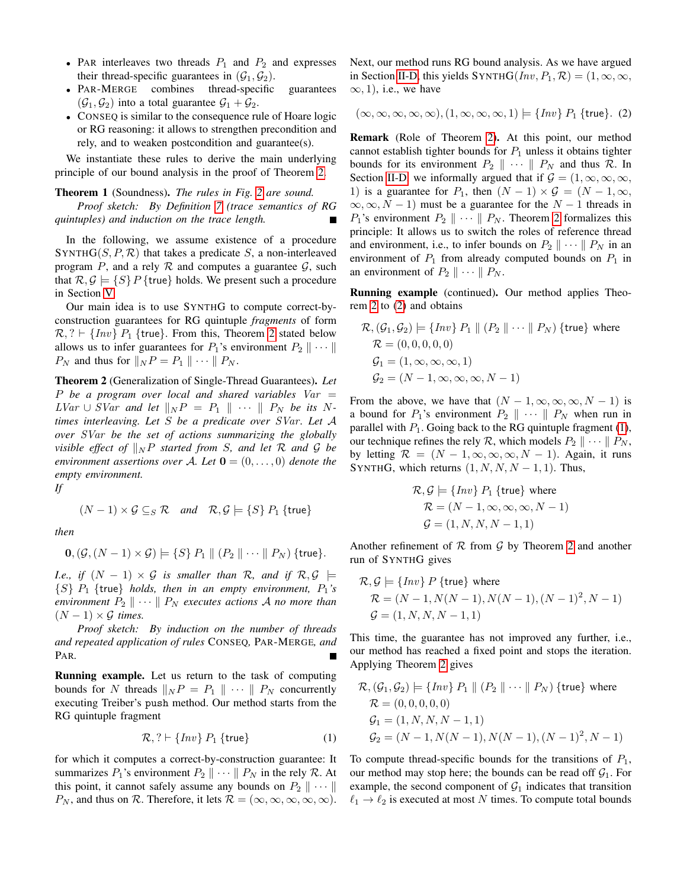- PAR interleaves two threads $P_1$ and $P_2$ and expresses their thread-specific guarantees in $(\mathcal{G}_1, \mathcal{G}_2)$.
- PAR-MERGE combines thread-specific guarantees $(\mathcal{G}_1, \mathcal{G}_2)$ into a total guarantee $\mathcal{G}_1 + \mathcal{G}_2$.
- CONSEQ is similar to the consequence rule of Hoare logic or RG reasoning: it allows to strengthen precondition and rely, and to weaken postcondition and guarantee(s).

We instantiate these rules to derive the main underlying principle of our bound analysis in the proof of Theorem 2.

**Theorem 1** (Soundness)**.** *The rules in Fig. 2 are sound.*

*Proof sketch:* *By Definition 7 (trace semantics of RG quintuples) and induction on the trace length.* ∎

In the following, we assume existence of a procedure SYNTHG$(S, P, \mathcal{R})$ that takes a predicate $S$, a non-interleaved program $P$, and a rely $\mathcal{R}$ and computes a guarantee $\mathcal{G}$, such that $\mathcal{R}, \mathcal{G} \models \{S\}\, P\, \{\mathsf{true}\}$ holds. We present such a procedure in Section V.

Our main idea is to use SYNTHG to compute correct-by-construction guarantees for RG quintuple *fragments* of form $\mathcal{R}, ? \vdash \{\mathit{Inv}\}\, P_1\, \{\mathsf{true}\}$. From this, Theorem 2 stated below allows us to infer guarantees for $P_1$'s environment $P_2 \parallel \cdots \parallel P_N$ and thus for $\|_N P = P_1 \parallel \cdots \parallel P_N$.

**Theorem 2** (Generalization of Single-Thread Guarantees)**.** *Let $P$ be a program over local and shared variables $\mathit{Var} = \mathit{LVar} \cup \mathit{SVar}$ and let $\|_N P = P_1 \parallel \cdots \parallel P_N$ be its $N$-times interleaving. Let $S$ be a predicate over $\mathit{SVar}$. Let $\mathcal{A}$ over $\mathit{SVar}$ be the set of actions summarizing the globally visible effect of $\|_N P$ started from $S$, and let $\mathcal{R}$ and $\mathcal{G}$ be environment assertions over $\mathcal{A}$. Let $\mathbf{0} = (0, \dots, 0)$ denote the empty environment.*

*If*

$$(N-1) \times \mathcal{G} \subseteq_S \mathcal{R} \quad \text{and} \quad \mathcal{R}, \mathcal{G} \models \{S\}\, P_1\, \{\mathsf{true}\}$$

*then*

$$\mathbf{0}, (\mathcal{G}, (N-1) \times \mathcal{G}) \models \{S\}\, P_1 \parallel (P_2 \parallel \cdots \parallel P_N)\, \{\mathsf{true}\}.$$

*I.e., if $(N-1) \times \mathcal{G}$ is smaller than $\mathcal{R}$, and if $\mathcal{R}, \mathcal{G} \models \{S\}\, P_1\, \{\mathsf{true}\}$ holds, then in an empty environment, $P_1$'s environment $P_2 \parallel \cdots \parallel P_N$ executes actions $\mathcal{A}$ no more than $(N-1) \times \mathcal{G}$ times.*

*Proof sketch:* *By induction on the number of threads and repeated application of rules* CONSEQ, PAR-MERGE, *and* PAR. ∎

**Running example.** Let us return to the task of computing bounds for $N$ threads $\|_N P = P_1 \parallel \cdots \parallel P_N$ concurrently executing Treiber's `push` method. Our method starts from the RG quintuple fragment

$$\mathcal{R}, ? \vdash \{\mathit{Inv}\}\, P_1\, \{\mathsf{true}\} \tag{1}$$

for which it computes a correct-by-construction guarantee: It summarizes $P_1$'s environment $P_2 \parallel \cdots \parallel P_N$ in the rely $\mathcal{R}$. At this point, it cannot safely assume any bounds on $P_2 \parallel \cdots \parallel P_N$, and thus on $\mathcal{R}$. Therefore, it lets $\mathcal{R} = (\infty, \infty, \infty, \infty, \infty)$.

Next, our method runs RG bound analysis. As we have argued in Section II-D, this yields SYNTHG$(\mathit{Inv}, P_1, \mathcal{R}) = (1, \infty, \infty, \infty, 1)$, i.e., we have

$$(\infty, \infty, \infty, \infty, \infty), (1, \infty, \infty, \infty, 1) \models \{\mathit{Inv}\}\, P_1\, \{\mathsf{true}\}. \tag{2}$$

**Remark** (Role of Theorem 2)**.** At this point, our method cannot establish tighter bounds for $P_1$ unless it obtains tighter bounds for its environment $P_2 \parallel \cdots \parallel P_N$ and thus $\mathcal{R}$. In Section II-D we informally argued that if $\mathcal{G} = (1, \infty, \infty, \infty, 1)$ is a guarantee for $P_1$, then $(N-1) \times \mathcal{G} = (N-1, \infty, \infty, \infty, N-1)$ must be a guarantee for the $N-1$ threads in $P_1$'s environment $P_2 \parallel \cdots \parallel P_N$. Theorem 2 formalizes this principle: It allows us to switch the roles of reference thread and environment, i.e., to infer bounds on $P_2 \parallel \cdots \parallel P_N$ in an environment of $P_1$ from already computed bounds on $P_1$ in an environment of $P_2 \parallel \cdots \parallel P_N$.

**Running example** (continued)**.** Our method applies Theorem 2 to (2) and obtains

$$\begin{aligned}
&\mathcal{R}, (\mathcal{G}_1, \mathcal{G}_2) \models \{\mathit{Inv}\}\, P_1 \parallel (P_2 \parallel \cdots \parallel P_N)\, \{\mathsf{true}\} \text{ where} \\
&\quad \mathcal{R} = (0, 0, 0, 0, 0) \\
&\quad \mathcal{G}_1 = (1, \infty, \infty, \infty, 1) \\
&\quad \mathcal{G}_2 = (N-1, \infty, \infty, \infty, N-1)
\end{aligned}$$

From the above, we have that $(N-1, \infty, \infty, \infty, N-1)$ is a bound for $P_1$'s environment $P_2 \parallel \cdots \parallel P_N$ when run in parallel with $P_1$. Going back to the RG quintuple fragment (1), our technique refines the rely $\mathcal{R}$, which models $P_2 \parallel \cdots \parallel P_N$, by letting $\mathcal{R} = (N-1, \infty, \infty, \infty, N-1)$. Again, it runs SYNTHG, which returns $(1, N, N, N-1, 1)$. Thus,

$$\begin{aligned}
&\mathcal{R}, \mathcal{G} \models \{\mathit{Inv}\}\, P_1\, \{\mathsf{true}\} \text{ where} \\
&\quad \mathcal{R} = (N-1, \infty, \infty, \infty, N-1) \\
&\quad \mathcal{G} = (1, N, N, N-1, 1)
\end{aligned}$$

Another refinement of $\mathcal{R}$ from $\mathcal{G}$ by Theorem 2 and another run of SYNTHG gives

$$\begin{aligned}
&\mathcal{R}, \mathcal{G} \models \{\mathit{Inv}\}\, P\, \{\mathsf{true}\} \text{ where} \\
&\quad \mathcal{R} = (N-1, N(N-1), N(N-1), (N-1)^2, N-1) \\
&\quad \mathcal{G} = (1, N, N, N-1, 1)
\end{aligned}$$

This time, the guarantee has not improved any further, i.e., our method has reached a fixed point and stops the iteration. Applying Theorem 2 gives

$$\begin{aligned}
&\mathcal{R}, (\mathcal{G}_1, \mathcal{G}_2) \models \{\mathit{Inv}\}\, P_1 \parallel (P_2 \parallel \cdots \parallel P_N)\, \{\mathsf{true}\} \text{ where} \\
&\quad \mathcal{R} = (0, 0, 0, 0, 0) \\
&\quad \mathcal{G}_1 = (1, N, N, N-1, 1) \\
&\quad \mathcal{G}_2 = (N-1, N(N-1), N(N-1), (N-1)^2, N-1)
\end{aligned}$$

To compute thread-specific bounds for the transitions of $P_1$, our method may stop here; the bounds can be read off $\mathcal{G}_1$. For example, the second component of $\mathcal{G}_1$ indicates that transition $\ell_1 \to \ell_2$ is executed at most $N$ times. To compute total bounds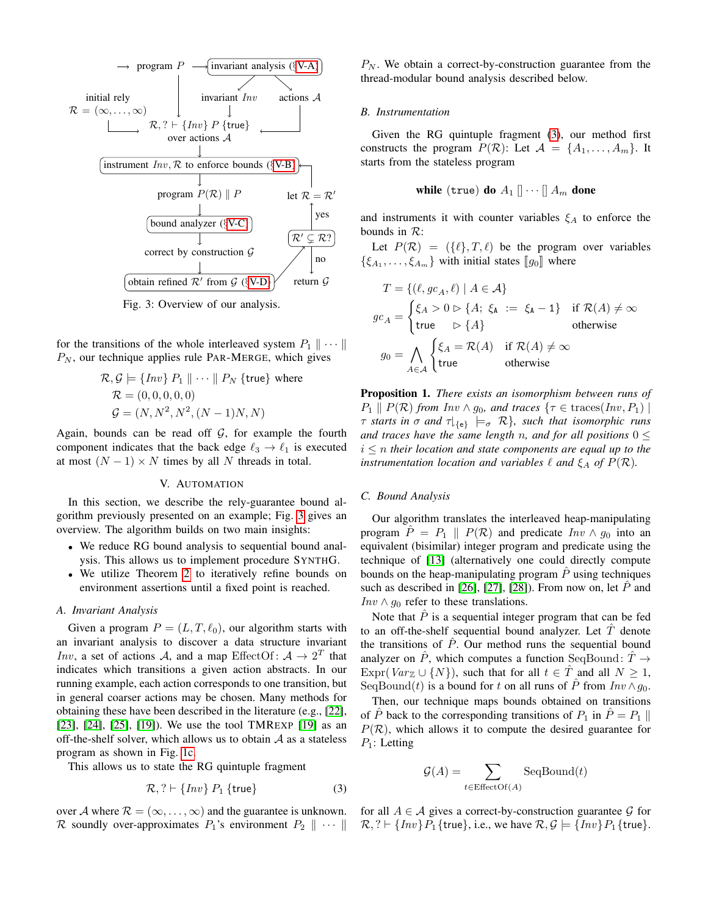Fig. 3: Overview of our analysis.

for the transitions of the whole interleaved system $P_1 \parallel \cdots \parallel P_N$, our technique applies rule PAR-MERGE, which gives

$$\mathcal{R}, \mathcal{G} \models \{Inv\}\ P_1 \parallel \cdots \parallel P_N\ \{\mathsf{true}\} \text{ where}$$
$$\mathcal{R} = (0, 0, 0, 0, 0)$$
$$\mathcal{G} = (N, N^2, N^2, (N-1)N, N)$$

Again, bounds can be read off $\mathcal{G}$, for example the fourth component indicates that the back edge $\ell_3 \rightarrow \ell_1$ is executed at most $(N-1) \times N$ times by all $N$ threads in total.

## V. AUTOMATION

In this section, we describe the rely-guarantee bound algorithm previously presented on an example; Fig. 3 gives an overview. The algorithm builds on two main insights:

- We reduce RG bound analysis to sequential bound analysis. This allows us to implement procedure SYNTHG.
- We utilize Theorem 2 to iteratively refine bounds on environment assertions until a fixed point is reached.

### A. Invariant Analysis

Given a program $P = (L, T, \ell_0)$, our algorithm starts with an invariant analysis to discover a data structure invariant $Inv$, a set of actions $\mathcal{A}$, and a map $\mathrm{EffectOf}\colon \mathcal{A} \rightarrow 2^T$ that indicates which transitions a given action abstracts. In our running example, each action corresponds to one transition, but in general coarser actions may be chosen. Many methods for obtaining these have been described in the literature (e.g., [22], [23], [24], [25], [19]). We use the tool TMREXP [19] as an off-the-shelf solver, which allows us to obtain $\mathcal{A}$ as a stateless program as shown in Fig. 1c.

This allows us to state the RG quintuple fragment

$$\mathcal{R}, ? \vdash \{Inv\}\ P_1\ \{\mathsf{true}\} \tag{3}$$

over $\mathcal{A}$ where $\mathcal{R} = (\infty, \ldots, \infty)$ and the guarantee is unknown. $\mathcal{R}$ soundly over-approximates $P_1$'s environment $P_2 \parallel \cdots \parallel P_N$. We obtain a correct-by-construction guarantee from the thread-modular bound analysis described below.

### B. Instrumentation

Given the RG quintuple fragment (3), our method first constructs the program $P(\mathcal{R})$: Let $\mathcal{A} = \{A_1, \ldots, A_m\}$. It starts from the stateless program

$$\textbf{while}\ (\texttt{true})\ \textbf{do}\ A_1\ [\!]\ \cdots\ [\!]\ A_m\ \textbf{done}$$

and instruments it with counter variables $\xi_A$ to enforce the bounds in $\mathcal{R}$:

Let $P(\mathcal{R}) = (\{\ell\}, T, \ell)$ be the program over variables $\{\xi_{A_1}, \ldots, \xi_{A_m}\}$ with initial states $[\![g_0]\!]$ where

$$T = \{(\ell, gc_A, \ell) \mid A \in \mathcal{A}\}$$
$$gc_A = \begin{cases} \xi_A > 0 \rhd \{A;\ \xi_A := \xi_A - 1\} & \text{if } \mathcal{R}(A) \neq \infty \\ \mathsf{true} \quad\ \rhd \{A\} & \text{otherwise} \end{cases}$$
$$g_0 = \bigwedge_{A \in \mathcal{A}} \begin{cases} \xi_A = \mathcal{R}(A) & \text{if } \mathcal{R}(A) \neq \infty \\ \mathsf{true} & \text{otherwise} \end{cases}$$

**Proposition 1.** *There exists an isomorphism between runs of $P_1 \parallel P(\mathcal{R})$ from $Inv \wedge g_0$, and traces $\{\tau \in \mathrm{traces}(Inv, P_1) \mid \tau$ starts in $\sigma$ and $\tau|_{\{\mathsf{e}\}} \models_\sigma \mathcal{R}\}$, such that isomorphic runs and traces have the same length $n$, and for all positions $0 \le i \le n$ their location and state components are equal up to the instrumentation location and variables $\ell$ and $\xi_A$ of $P(\mathcal{R})$.*

### C. Bound Analysis

Our algorithm translates the interleaved heap-manipulating program $\hat{P} = P_1 \parallel P(\mathcal{R})$ and predicate $Inv \wedge g_0$ into an equivalent (bisimilar) integer program and predicate using the technique of [13] (alternatively one could directly compute bounds on the heap-manipulating program $\hat{P}$ using techniques such as described in [26], [27], [28]). From now on, let $\hat{P}$ and $Inv \wedge g_0$ refer to these translations.

Note that $\hat{P}$ is a sequential integer program that can be fed to an off-the-shelf sequential bound analyzer. Let $\hat{T}$ denote the transitions of $\hat{P}$. Our method runs the sequential bound analyzer on $\hat{P}$, which computes a function $\mathrm{SeqBound}\colon \hat{T} \rightarrow \mathrm{Expr}(Var_{\mathbb{Z}} \cup \{N\})$, such that for all $t \in \hat{T}$ and all $N \geq 1$, $\mathrm{SeqBound}(t)$ is a bound for $t$ on all runs of $\hat{P}$ from $Inv \wedge g_0$.

Then, our technique maps bounds obtained on transitions of $\hat{P}$ back to the corresponding transitions of $P_1$ in $\hat{P} = P_1 \parallel P(\mathcal{R})$, which allows it to compute the desired guarantee for $P_1$: Letting

$$\mathcal{G}(A) = \sum_{t \in \mathrm{EffectOf}(A)} \mathrm{SeqBound}(t)$$

for all $A \in \mathcal{A}$ gives a correct-by-construction guarantee $\mathcal{G}$ for $\mathcal{R}, ? \vdash \{Inv\} P_1 \{\mathsf{true}\}$, i.e., we have $\mathcal{R}, \mathcal{G} \models \{Inv\} P_1 \{\mathsf{true}\}$.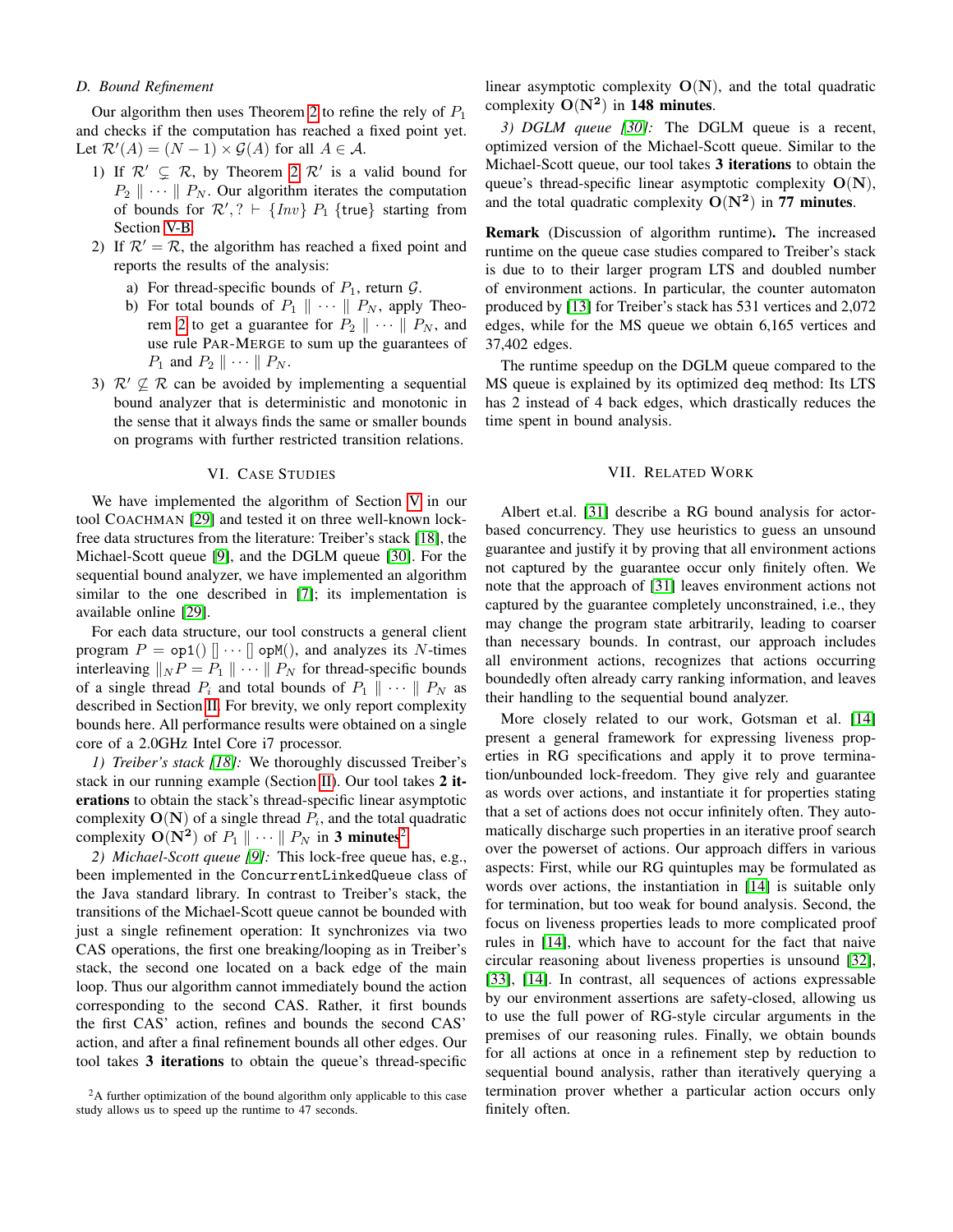### D. Bound Refinement

Our algorithm then uses Theorem 2 to refine the rely of $P_1$ and checks if the computation has reached a fixed point yet. Let $\mathcal{R}'(A) = (N-1) \times \mathcal{G}(A)$ for all $A \in \mathcal{A}$.

1) If $\mathcal{R}' \subsetneq \mathcal{R}$, by Theorem 2 $\mathcal{R}'$ is a valid bound for $P_2 \parallel \cdots \parallel P_N$. Our algorithm iterates the computation of bounds for $\mathcal{R}', ? \vdash \{Inv\}\ P_1\ \{\mathsf{true}\}$ starting from Section V-B.
2) If $\mathcal{R}' = \mathcal{R}$, the algorithm has reached a fixed point and reports the results of the analysis:
   a) For thread-specific bounds of $P_1$, return $\mathcal{G}$.
   b) For total bounds of $P_1 \parallel \cdots \parallel P_N$, apply Theorem 2 to get a guarantee for $P_2 \parallel \cdots \parallel P_N$, and use rule PAR-MERGE to sum up the guarantees of $P_1$ and $P_2 \parallel \cdots \parallel P_N$.
3) $\mathcal{R}' \not\subseteq \mathcal{R}$ can be avoided by implementing a sequential bound analyzer that is deterministic and monotonic in the sense that it always finds the same or smaller bounds on programs with further restricted transition relations.

## VI. Case Studies

We have implemented the algorithm of Section V in our tool COACHMAN [29] and tested it on three well-known lock-free data structures from the literature: Treiber's stack [18], the Michael-Scott queue [9], and the DGLM queue [30]. For the sequential bound analyzer, we have implemented an algorithm similar to the one described in [7]; its implementation is available online [29].

For each data structure, our tool constructs a general client program $P = \mathtt{op1}() \,[]\, \cdots \,[]\, \mathtt{opM}()$, and analyzes its $N$-times interleaving $\|_N P = P_1 \parallel \cdots \parallel P_N$ for thread-specific bounds of a single thread $P_i$ and total bounds of $P_1 \parallel \cdots \parallel P_N$ as described in Section II. For brevity, we only report complexity bounds here. All performance results were obtained on a single core of a 2.0GHz Intel Core i7 processor.

*1) Treiber's stack [18]:* We thoroughly discussed Treiber's stack in our running example (Section II). Our tool takes **2 iterations** to obtain the stack's thread-specific linear asymptotic complexity $\mathbf{O(N)}$ of a single thread $P_i$, and the total quadratic complexity $\mathbf{O(N^2)}$ of $P_1 \parallel \cdots \parallel P_N$ in **3 minutes**[2].

*2) Michael-Scott queue [9]:* This lock-free queue has, e.g., been implemented in the `ConcurrentLinkedQueue` class of the Java standard library. In contrast to Treiber's stack, the transitions of the Michael-Scott queue cannot be bounded with just a single refinement operation: It synchronizes via two CAS operations, the first one breaking/looping as in Treiber's stack, the second one located on a back edge of the main loop. Thus our algorithm cannot immediately bound the action corresponding to the second CAS. Rather, it first bounds the first CAS' action, refines and bounds the second CAS' action, and after a final refinement bounds all other edges. Our tool takes **3 iterations** to obtain the queue's thread-specific linear asymptotic complexity $\mathbf{O(N)}$, and the total quadratic complexity $\mathbf{O(N^2)}$ in **148 minutes**.

*3) DGLM queue [30]:* The DGLM queue is a recent, optimized version of the Michael-Scott queue. Similar to the Michael-Scott queue, our tool takes **3 iterations** to obtain the queue's thread-specific linear asymptotic complexity $\mathbf{O(N)}$, and the total quadratic complexity $\mathbf{O(N^2)}$ in **77 minutes**.

**Remark** (Discussion of algorithm runtime)**.** The increased runtime on the queue case studies compared to Treiber's stack is due to to their larger program LTS and doubled number of environment actions. In particular, the counter automaton produced by [13] for Treiber's stack has 531 vertices and 2,072 edges, while for the MS queue we obtain 6,165 vertices and 37,402 edges.

The runtime speedup on the DGLM queue compared to the MS queue is explained by its optimized `deq` method: Its LTS has 2 instead of 4 back edges, which drastically reduces the time spent in bound analysis.

[2] A further optimization of the bound algorithm only applicable to this case study allows us to speed up the runtime to 47 seconds.

## VII. Related Work

Albert et.al. [31] describe a RG bound analysis for actor-based concurrency. They use heuristics to guess an unsound guarantee and justify it by proving that all environment actions not captured by the guarantee occur only finitely often. We note that the approach of [31] leaves environment actions not captured by the guarantee completely unconstrained, i.e., they may change the program state arbitrarily, leading to coarser than necessary bounds. In contrast, our approach includes all environment actions, recognizes that actions occurring boundedly often already carry ranking information, and leaves their handling to the sequential bound analyzer.

More closely related to our work, Gotsman et al. [14] present a general framework for expressing liveness properties in RG specifications and apply it to prove termination/unbounded lock-freedom. They give rely and guarantee as words over actions, and instantiate it for properties stating that a set of actions does not occur infinitely often. They automatically discharge such properties in an iterative proof search over the powerset of actions. Our approach differs in various aspects: First, while our RG quintuples may be formulated as words over actions, the instantiation in [14] is suitable only for termination, but too weak for bound analysis. Second, the focus on liveness properties leads to more complicated proof rules in [14], which have to account for the fact that naive circular reasoning about liveness properties is unsound [32], [33], [14]. In contrast, all sequences of actions expressable by our environment assertions are safety-closed, allowing us to use the full power of RG-style circular arguments in the premises of our reasoning rules. Finally, we obtain bounds for all actions at once in a refinement step by reduction to sequential bound analysis, rather than iteratively querying a termination prover whether a particular action occurs only finitely often.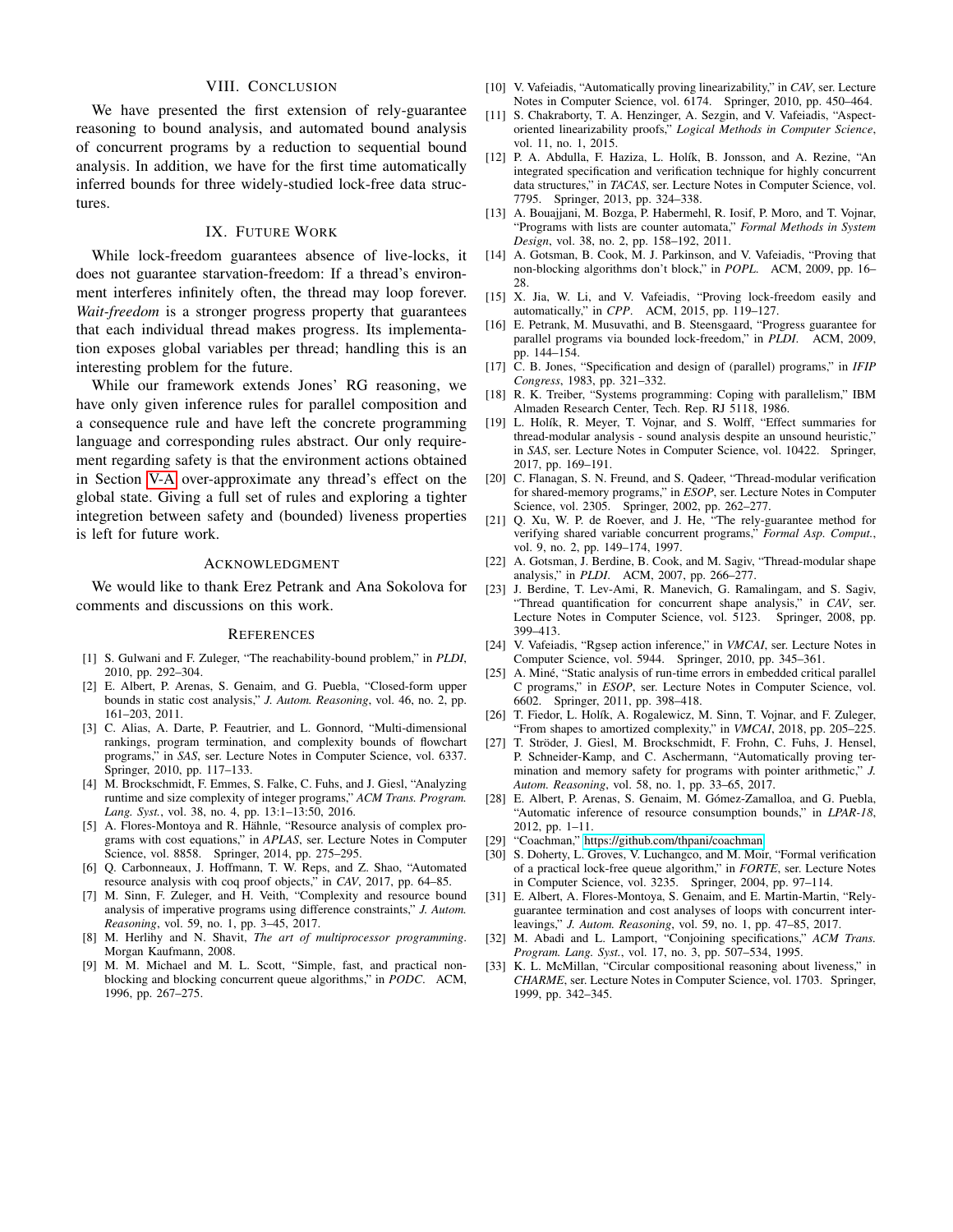## VIII. Conclusion

We have presented the first extension of rely-guarantee reasoning to bound analysis, and automated bound analysis of concurrent programs by a reduction to sequential bound analysis. In addition, we have for the first time automatically inferred bounds for three widely-studied lock-free data structures.

## IX. Future Work

While lock-freedom guarantees absence of live-locks, it does not guarantee starvation-freedom: If a thread's environment interferes infinitely often, the thread may loop forever. *Wait-freedom* is a stronger progress property that guarantees that each individual thread makes progress. Its implementation exposes global variables per thread; handling this is an interesting problem for the future.

While our framework extends Jones' RG reasoning, we have only given inference rules for parallel composition and a consequence rule and have left the concrete programming language and corresponding rules abstract. Our only requirement regarding safety is that the environment actions obtained in Section V-A over-approximate any thread's effect on the global state. Giving a full set of rules and exploring a tighter integretion between safety and (bounded) liveness properties is left for future work.

## Acknowledgment

We would like to thank Erez Petrank and Ana Sokolova for comments and discussions on this work.

## References

[1] S. Gulwani and F. Zuleger, "The reachability-bound problem," in *PLDI*, 2010, pp. 292–304.

[2] E. Albert, P. Arenas, S. Genaim, and G. Puebla, "Closed-form upper bounds in static cost analysis," *J. Autom. Reasoning*, vol. 46, no. 2, pp. 161–203, 2011.

[3] C. Alias, A. Darte, P. Feautrier, and L. Gonnord, "Multi-dimensional rankings, program termination, and complexity bounds of flowchart programs," in *SAS*, ser. Lecture Notes in Computer Science, vol. 6337. Springer, 2010, pp. 117–133.

[4] M. Brockschmidt, F. Emmes, S. Falke, C. Fuhs, and J. Giesl, "Analyzing runtime and size complexity of integer programs," *ACM Trans. Program. Lang. Syst.*, vol. 38, no. 4, pp. 13:1–13:50, 2016.

[5] A. Flores-Montoya and R. Hähnle, "Resource analysis of complex programs with cost equations," in *APLAS*, ser. Lecture Notes in Computer Science, vol. 8858. Springer, 2014, pp. 275–295.

[6] Q. Carbonneaux, J. Hoffmann, T. W. Reps, and Z. Shao, "Automated resource analysis with coq proof objects," in *CAV*, 2017, pp. 64–85.

[7] M. Sinn, F. Zuleger, and H. Veith, "Complexity and resource bound analysis of imperative programs using difference constraints," *J. Autom. Reasoning*, vol. 59, no. 1, pp. 3–45, 2017.

[8] M. Herlihy and N. Shavit, *The art of multiprocessor programming*. Morgan Kaufmann, 2008.

[9] M. M. Michael and M. L. Scott, "Simple, fast, and practical non-blocking and blocking concurrent queue algorithms," in *PODC*. ACM, 1996, pp. 267–275.

[10] V. Vafeiadis, "Automatically proving linearizability," in *CAV*, ser. Lecture Notes in Computer Science, vol. 6174. Springer, 2010, pp. 450–464.

[11] S. Chakraborty, T. A. Henzinger, A. Sezgin, and V. Vafeiadis, "Aspect-oriented linearizability proofs," *Logical Methods in Computer Science*, vol. 11, no. 1, 2015.

[12] P. A. Abdulla, F. Haziza, L. Holík, B. Jonsson, and A. Rezine, "An integrated specification and verification technique for highly concurrent data structures," in *TACAS*, ser. Lecture Notes in Computer Science, vol. 7795. Springer, 2013, pp. 324–338.

[13] A. Bouajjani, M. Bozga, P. Habermehl, R. Iosif, P. Moro, and T. Vojnar, "Programs with lists are counter automata," *Formal Methods in System Design*, vol. 38, no. 2, pp. 158–192, 2011.

[14] A. Gotsman, B. Cook, M. J. Parkinson, and V. Vafeiadis, "Proving that non-blocking algorithms don't block," in *POPL*. ACM, 2009, pp. 16–28.

[15] X. Jia, W. Li, and V. Vafeiadis, "Proving lock-freedom easily and automatically," in *CPP*. ACM, 2015, pp. 119–127.

[16] E. Petrank, M. Musuvathi, and B. Steensgaard, "Progress guarantee for parallel programs via bounded lock-freedom," in *PLDI*. ACM, 2009, pp. 144–154.

[17] C. B. Jones, "Specification and design of (parallel) programs," in *IFIP Congress*, 1983, pp. 321–332.

[18] R. K. Treiber, "Systems programming: Coping with parallelism," IBM Almaden Research Center, Tech. Rep. RJ 5118, 1986.

[19] L. Holík, R. Meyer, T. Vojnar, and S. Wolff, "Effect summaries for thread-modular analysis - sound analysis despite an unsound heuristic," in *SAS*, ser. Lecture Notes in Computer Science, vol. 10422. Springer, 2017, pp. 169–191.

[20] C. Flanagan, S. N. Freund, and S. Qadeer, "Thread-modular verification for shared-memory programs," in *ESOP*, ser. Lecture Notes in Computer Science, vol. 2305. Springer, 2002, pp. 262–277.

[21] Q. Xu, W. P. de Roever, and J. He, "The rely-guarantee method for verifying shared variable concurrent programs," *Formal Asp. Comput.*, vol. 9, no. 2, pp. 149–174, 1997.

[22] A. Gotsman, J. Berdine, B. Cook, and M. Sagiv, "Thread-modular shape analysis," in *PLDI*. ACM, 2007, pp. 266–277.

[23] J. Berdine, T. Lev-Ami, R. Manevich, G. Ramalingam, and S. Sagiv, "Thread quantification for concurrent shape analysis," in *CAV*, ser. Lecture Notes in Computer Science, vol. 5123. Springer, 2008, pp. 399–413.

[24] V. Vafeiadis, "Rgsep action inference," in *VMCAI*, ser. Lecture Notes in Computer Science, vol. 5944. Springer, 2010, pp. 345–361.

[25] A. Miné, "Static analysis of run-time errors in embedded critical parallel C programs," in *ESOP*, ser. Lecture Notes in Computer Science, vol. 6602. Springer, 2011, pp. 398–418.

[26] T. Fiedor, L. Holík, A. Rogalewicz, M. Sinn, T. Vojnar, and F. Zuleger, "From shapes to amortized complexity," in *VMCAI*, 2018, pp. 205–225.

[27] T. Ströder, J. Giesl, M. Brockschmidt, F. Frohn, C. Fuhs, J. Hensel, P. Schneider-Kamp, and C. Aschermann, "Automatically proving termination and memory safety for programs with pointer arithmetic," *J. Autom. Reasoning*, vol. 58, no. 1, pp. 33–65, 2017.

[28] E. Albert, P. Arenas, S. Genaim, M. Gómez-Zamalloa, and G. Puebla, "Automatic inference of resource consumption bounds," in *LPAR-18*, 2012, pp. 1–11.

[29] "Coachman," https://github.com/thpani/coachman.

[30] S. Doherty, L. Groves, V. Luchangco, and M. Moir, "Formal verification of a practical lock-free queue algorithm," in *FORTE*, ser. Lecture Notes in Computer Science, vol. 3235. Springer, 2004, pp. 97–114.

[31] E. Albert, A. Flores-Montoya, S. Genaim, and E. Martin-Martin, "Rely-guarantee termination and cost analyses of loops with concurrent interleavings," *J. Autom. Reasoning*, vol. 59, no. 1, pp. 47–85, 2017.

[32] M. Abadi and L. Lamport, "Conjoining specifications," *ACM Trans. Program. Lang. Syst.*, vol. 17, no. 3, pp. 507–534, 1995.

[33] K. L. McMillan, "Circular compositional reasoning about liveness," in *CHARME*, ser. Lecture Notes in Computer Science, vol. 1703. Springer, 1999, pp. 342–345.